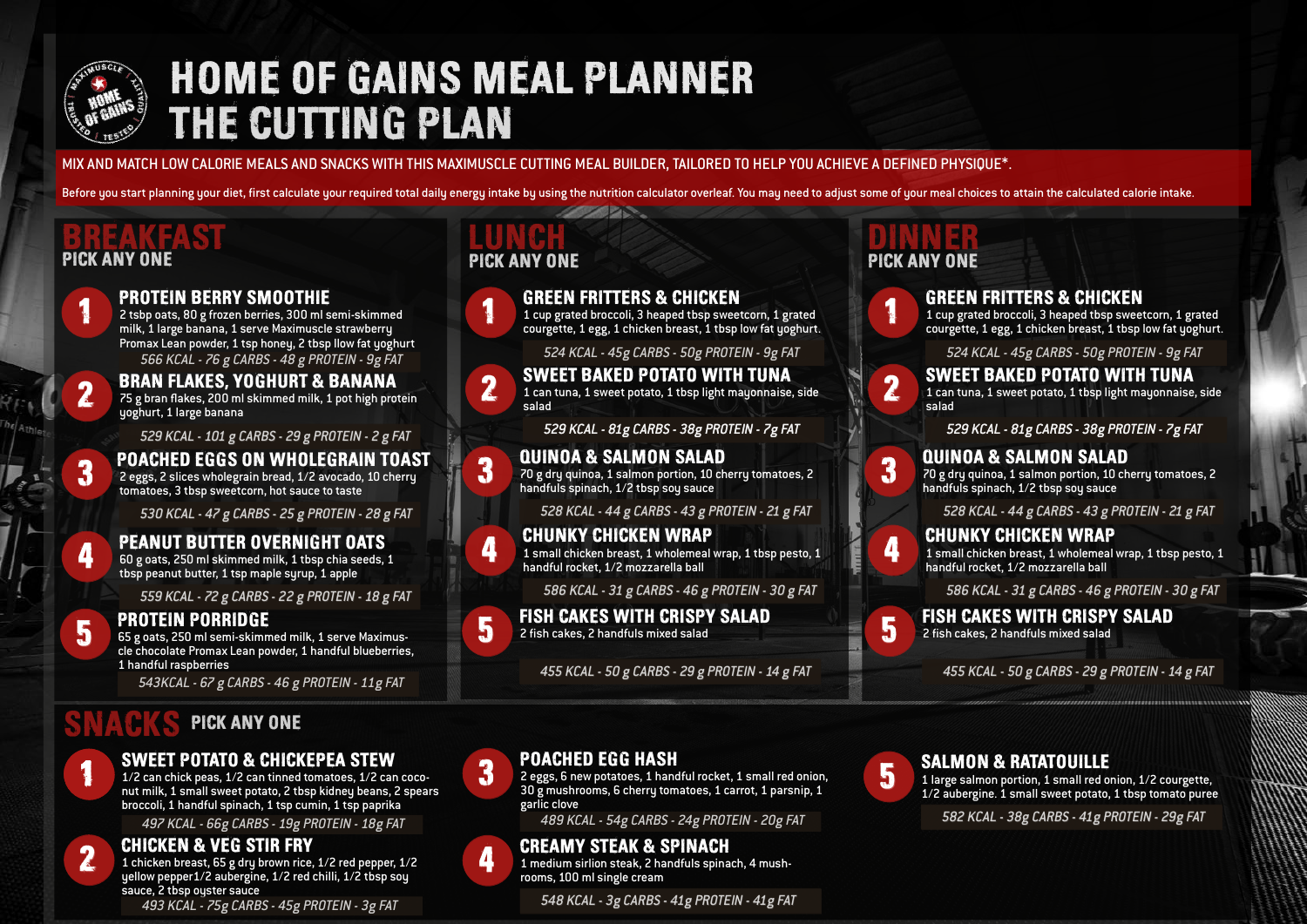# HOME OF GAINS MEAL PLANNER
# THE CUTTING PLAN

MIX AND MATCH LOW CALORIE MEALS AND SNACKS WITH THIS MAXIMUSCLE CUTTING MEAL BUILDER, TAILORED TO HELP YOU ACHIEVE A DEFINED PHYSIQUE*.

Before you start planning your diet, first calculate your required total daily energy intake by using the nutrition calculator overleaf. You may need to adjust some of your meal choices to attain the calculated calorie intake.

## BREAKFAST
PICK ANY ONE

### 1 PROTEIN BERRY SMOOTHIE
2 tsbp oats, 80 g frozen berries, 300 ml semi-skimmed milk, 1 large banana, 1 serve Maximuscle strawberry Promax Lean powder, 1 tsp honey, 2 tbsp llow fat yoghurt

*566 KCAL - 76 g CARBS - 48 g PROTEIN - 9g FAT*

### 2 BRAN FLAKES, YOGHURT & BANANA
75 g bran flakes, 200 ml skimmed milk, 1 pot high protein yoghurt, 1 large banana

*529 KCAL - 101 g CARBS - 29 g PROTEIN - 2 g FAT*

### 3 POACHED EGGS ON WHOLEGRAIN TOAST
2 eggs, 2 slices wholegrain bread, 1/2 avocado, 10 cherry tomatoes, 3 tbsp sweetcorn, hot sauce to taste

*530 KCAL - 47 g CARBS - 25 g PROTEIN - 28 g FAT*

### 4 PEANUT BUTTER OVERNIGHT OATS
60 g oats, 250 ml skimmed milk, 1 tbsp chia seeds, 1 tbsp peanut butter, 1 tsp maple syrup, 1 apple

*559 KCAL - 72 g CARBS - 22 g PROTEIN - 18 g FAT*

### 5 PROTEIN PORRIDGE
65 g oats, 250 ml semi-skimmed milk, 1 serve Maximuscle chocolate Promax Lean powder, 1 handful blueberries, 1 handful raspberries

*543KCAL - 67 g CARBS - 46 g PROTEIN - 11g FAT*

## LUNCH
PICK ANY ONE

### 1 GREEN FRITTERS & CHICKEN
1 cup grated broccoli, 3 heaped tbsp sweetcorn, 1 grated courgette, 1 egg, 1 chicken breast, 1 tbsp low fat yoghurt.

*524 KCAL - 45g CARBS - 50g PROTEIN - 9g FAT*

### 2 SWEET BAKED POTATO WITH TUNA
1 can tuna, 1 sweet potato, 1 tbsp light mayonnaise, side salad

*529 KCAL - 81g CARBS - 38g PROTEIN - 7g FAT*

### 3 QUINOA & SALMON SALAD
70 g dry quinoa, 1 salmon portion, 10 cherry tomatoes, 2 handfuls spinach, 1/2 tbsp soy sauce

*528 KCAL - 44 g CARBS - 43 g PROTEIN - 21 g FAT*

### 4 CHUNKY CHICKEN WRAP
1 small chicken breast, 1 wholemeal wrap, 1 tbsp pesto, 1 handful rocket, 1/2 mozzarella ball

*586 KCAL - 31 g CARBS - 46 g PROTEIN - 30 g FAT*

### 5 FISH CAKES WITH CRISPY SALAD
2 fish cakes, 2 handfuls mixed salad

*455 KCAL - 50 g CARBS - 29 g PROTEIN - 14 g FAT*

## DINNER
PICK ANY ONE

### 1 GREEN FRITTERS & CHICKEN
1 cup grated broccoli, 3 heaped tbsp sweetcorn, 1 grated courgette, 1 egg, 1 chicken breast, 1 tbsp low fat yoghurt.

*524 KCAL - 45g CARBS - 50g PROTEIN - 9g FAT*

### 2 SWEET BAKED POTATO WITH TUNA
1 can tuna, 1 sweet potato, 1 tbsp light mayonnaise, side salad

*529 KCAL - 81g CARBS - 38g PROTEIN - 7g FAT*

### 3 QUINOA & SALMON SALAD
70 g dry quinoa, 1 salmon portion, 10 cherry tomatoes, 2 handfuls spinach, 1/2 tbsp soy sauce

*528 KCAL - 44 g CARBS - 43 g PROTEIN - 21 g FAT*

### 4 CHUNKY CHICKEN WRAP
1 small chicken breast, 1 wholemeal wrap, 1 tbsp pesto, 1 handful rocket, 1/2 mozzarella ball

*586 KCAL - 31 g CARBS - 46 g PROTEIN - 30 g FAT*

### 5 FISH CAKES WITH CRISPY SALAD
2 fish cakes, 2 handfuls mixed salad

*455 KCAL - 50 g CARBS - 29 g PROTEIN - 14 g FAT*

## SNACKS
PICK ANY ONE

### 1 SWEET POTATO & CHICKEPEA STEW
1/2 can chick peas, 1/2 can tinned tomatoes, 1/2 can coconut milk, 1 small sweet potato, 2 tbsp kidney beans, 2 spears broccoli, 1 handful spinach, 1 tsp cumin, 1 tsp paprika

*497 KCAL - 66g CARBS - 19g PROTEIN - 18g FAT*

### 2 CHICKEN & VEG STIR FRY
1 chicken breast, 65 g dry brown rice, 1/2 red pepper, 1/2 yellow pepper1/2 aubergine, 1/2 red chilli, 1/2 tbsp soy sauce, 2 tbsp oyster sauce

*493 KCAL - 75g CARBS - 45g PROTEIN - 3g FAT*

### 3 POACHED EGG HASH
2 eggs, 6 new potatoes, 1 handful rocket, 1 small red onion, 30 g mushrooms, 6 cherry tomatoes, 1 carrot, 1 parsnip, 1 garlic clove

*489 KCAL - 54g CARBS - 24g PROTEIN - 20g FAT*

### 4 CREAMY STEAK & SPINACH
1 medium sirlion steak, 2 handfuls spinach, 4 mushrooms, 100 ml single cream

*548 KCAL - 3g CARBS - 41g PROTEIN - 41g FAT*

### 5 SALMON & RATATOUILLE
1 large salmon portion, 1 small red onion, 1/2 courgette, 1/2 aubergine. 1 small sweet potato, 1 tbsp tomato puree

*582 KCAL - 38g CARBS - 41g PROTEIN - 29g FAT*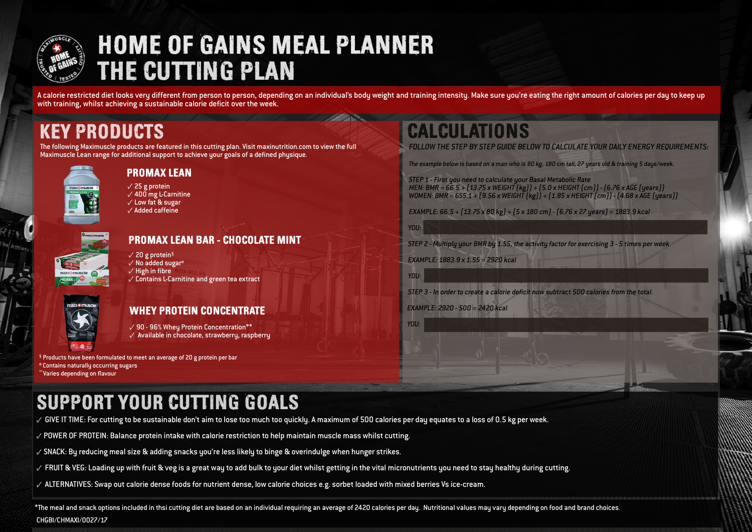# HOME OF GAINS MEAL PLANNER
# THE CUTTING PLAN

A calorie restricted diet looks very different from person to person, depending on an individual's body weight and training intensity. Make sure you're eating the right amount of calories per day to keep up with training, whilst achieving a sustainable calorie deficit over the week.

## KEY PRODUCTS

The following Maximuscle products are featured in this cutting plan. Visit maxinutrition.com to view the full Maximuscle Lean range for additional support to achieve your goals of a defined physique.

### PROMAX LEAN

- ✓ 25 g protein
- ✓ 400 mg L-Carnitine
- ✓ Low fat & sugar
- ✓ Added caffeine

### PROMAX LEAN BAR - CHOCOLATE MINT

- ✓ 20 g protein§
- ✓ No added sugar°
- ✓ High in fibre
- ✓ Contains L-Carnitine and green tea extract

### WHEY PROTEIN CONCENTRATE

- ✓ 90 - 96% Whey Protein Concentration**
- ✓ Available in chocolate, strawberry, raspberry

§ Products have been formulated to meet an average of 20 g protein per bar
° Contains naturally occurring sugars
**Varies depending on flavour

## CALCULATIONS

*FOLLOW THE STEP BY STEP GUIDE BELOW TO CALCULATE YOUR DAILY ENERGY REQUIREMENTS:*

*The example below is based on a man who is 80 kg, 180 cm tall, 27 years old & training 5 days/week.*

*STEP 1 - First you need to calculate your Basal Metabolic Rate*
*MEN: BMR = 66.5 + (13.75 x WEIGHT (kg)) + (5.0 x HEIGHT (cm)) - (6.76 x AGE (years))*
*WOMEN: BMR = 655.1 + (9.56 x WEIGHT (kg)) + (1.85 x HEIGHT (cm)) - (4.68 x AGE (years))*

*EXAMPLE: 66.5 + (13.75 x 80 kg) + (5 x 180 cm) - (6.76 x 27 years) = 1883.9 kcal*

*YOU:*

*STEP 2 - Multiply your BMR by 1.55, the activity factor for exercising 3 - 5 times per week*

*EXAMPLE: 1883.9 x 1.55 = 2920 kcal*

*YOU:*

*STEP 3 - In order to create a calorie deficit now subtract 500 calories from the total.*

*EXAMPLE: 2920 - 500 = 2420 kcal*

*YOU:*

## SUPPORT YOUR CUTTING GOALS

- ✓ GIVE IT TIME: For cutting to be sustainable don't aim to lose too much too quickly. A maximum of 500 calories per day equates to a loss of 0.5 kg per week.
- ✓ POWER OF PROTEIN: Balance protein intake with calorie restriction to help maintain muscle mass whilst cutting.
- ✓ SNACK: By reducing meal size & adding snacks you're less likely to binge & overindulge when hunger strikes.
- ✓ FRUIT & VEG: Loading up with fruit & veg is a great way to add bulk to your diet whilst getting in the vital micronutrients you need to stay healthy during cutting.
- ✓ ALTERNATIVES: Swap out calorie dense foods for nutrient dense, low calorie choices e.g. sorbet loaded with mixed berries Vs ice-cream.

*The meal and snack options included in thsi cutting diet are based on an individual requiring an average of 2420 calories per day. Nutritional values may vary depending on food and brand choices.

CHGBI/CHMAXI/0027/17